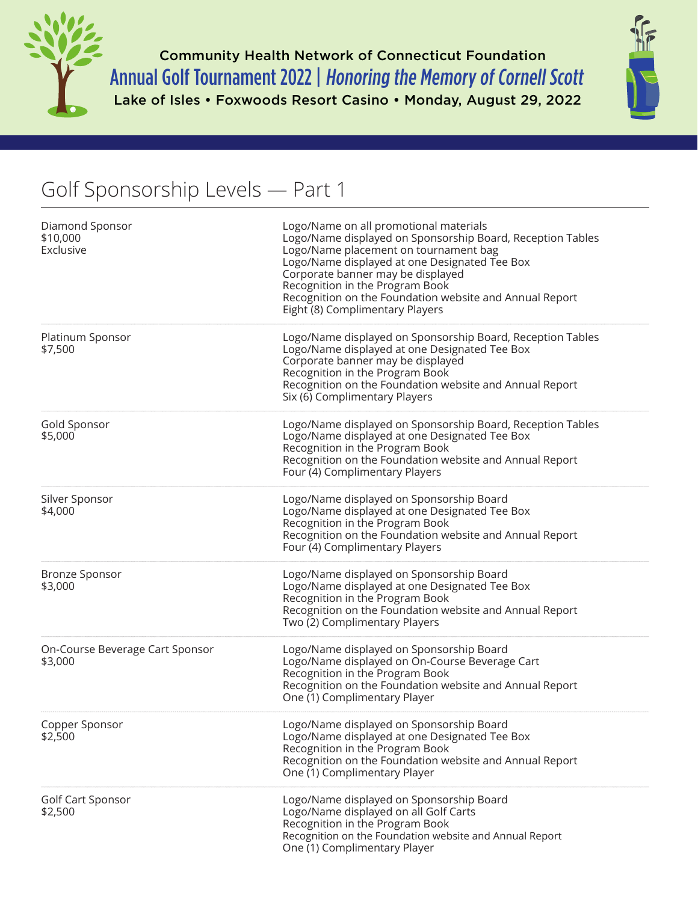Community Health Network of Connecticut Foundation

# Annual Golf Tournament 2022 | *Honoring the Memory of Cornell Scott*

Lake of Isles • Foxwoods Resort Casino • Monday, August 29, 2022

## Golf Sponsorship Levels — Part 1

| | |
|---|---|
| Diamond Sponsor<br>$10,000<br>Exclusive | Logo/Name on all promotional materials<br>Logo/Name displayed on Sponsorship Board, Reception Tables<br>Logo/Name placement on tournament bag<br>Logo/Name displayed at one Designated Tee Box<br>Corporate banner may be displayed<br>Recognition in the Program Book<br>Recognition on the Foundation website and Annual Report<br>Eight (8) Complimentary Players |
| Platinum Sponsor<br>$7,500 | Logo/Name displayed on Sponsorship Board, Reception Tables<br>Logo/Name displayed at one Designated Tee Box<br>Corporate banner may be displayed<br>Recognition in the Program Book<br>Recognition on the Foundation website and Annual Report<br>Six (6) Complimentary Players |
| Gold Sponsor<br>$5,000 | Logo/Name displayed on Sponsorship Board, Reception Tables<br>Logo/Name displayed at one Designated Tee Box<br>Recognition in the Program Book<br>Recognition on the Foundation website and Annual Report<br>Four (4) Complimentary Players |
| Silver Sponsor<br>$4,000 | Logo/Name displayed on Sponsorship Board<br>Logo/Name displayed at one Designated Tee Box<br>Recognition in the Program Book<br>Recognition on the Foundation website and Annual Report<br>Four (4) Complimentary Players |
| Bronze Sponsor<br>$3,000 | Logo/Name displayed on Sponsorship Board<br>Logo/Name displayed at one Designated Tee Box<br>Recognition in the Program Book<br>Recognition on the Foundation website and Annual Report<br>Two (2) Complimentary Players |
| On-Course Beverage Cart Sponsor<br>$3,000 | Logo/Name displayed on Sponsorship Board<br>Logo/Name displayed on On-Course Beverage Cart<br>Recognition in the Program Book<br>Recognition on the Foundation website and Annual Report<br>One (1) Complimentary Player |
| Copper Sponsor<br>$2,500 | Logo/Name displayed on Sponsorship Board<br>Logo/Name displayed at one Designated Tee Box<br>Recognition in the Program Book<br>Recognition on the Foundation website and Annual Report<br>One (1) Complimentary Player |
| Golf Cart Sponsor<br>$2,500 | Logo/Name displayed on Sponsorship Board<br>Logo/Name displayed on all Golf Carts<br>Recognition in the Program Book<br>Recognition on the Foundation website and Annual Report<br>One (1) Complimentary Player |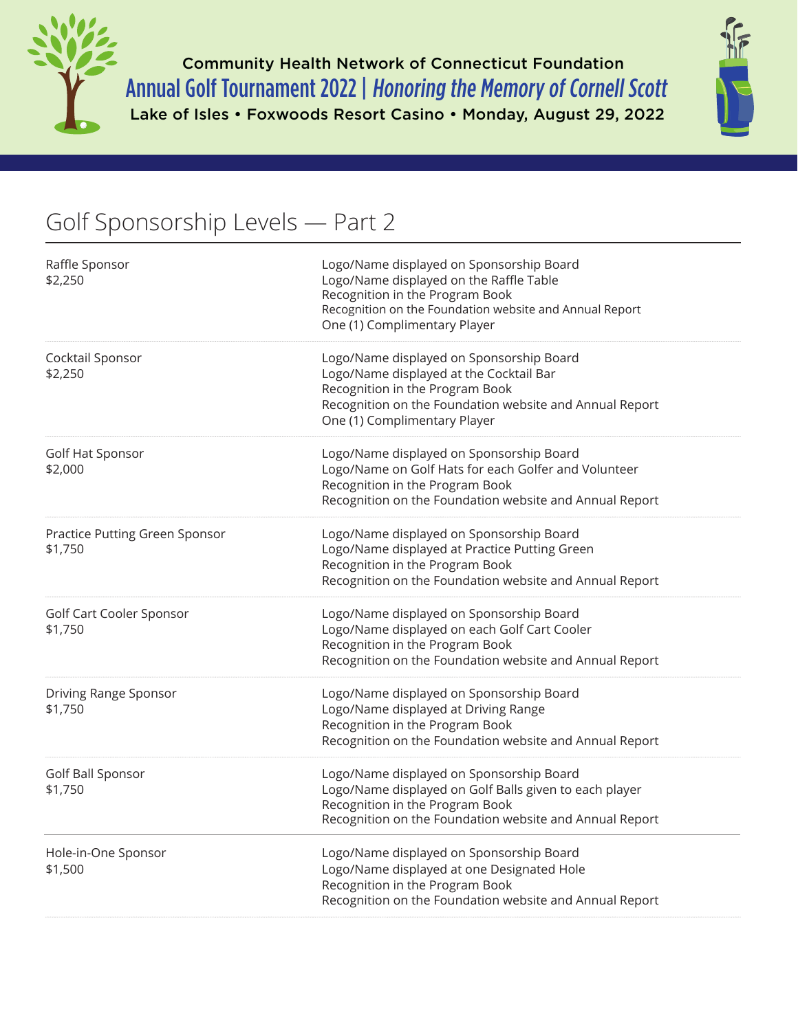Community Health Network of Connecticut Foundation

# Annual Golf Tournament 2022 | *Honoring the Memory of Cornell Scott*

Lake of Isles • Foxwoods Resort Casino • Monday, August 29, 2022

## Golf Sponsorship Levels — Part 2

| | |
|---|---|
| Raffle Sponsor<br>$2,250 | Logo/Name displayed on Sponsorship Board<br>Logo/Name displayed on the Raffle Table<br>Recognition in the Program Book<br>Recognition on the Foundation website and Annual Report<br>One (1) Complimentary Player |
| Cocktail Sponsor<br>$2,250 | Logo/Name displayed on Sponsorship Board<br>Logo/Name displayed at the Cocktail Bar<br>Recognition in the Program Book<br>Recognition on the Foundation website and Annual Report<br>One (1) Complimentary Player |
| Golf Hat Sponsor<br>$2,000 | Logo/Name displayed on Sponsorship Board<br>Logo/Name on Golf Hats for each Golfer and Volunteer<br>Recognition in the Program Book<br>Recognition on the Foundation website and Annual Report |
| Practice Putting Green Sponsor<br>$1,750 | Logo/Name displayed on Sponsorship Board<br>Logo/Name displayed at Practice Putting Green<br>Recognition in the Program Book<br>Recognition on the Foundation website and Annual Report |
| Golf Cart Cooler Sponsor<br>$1,750 | Logo/Name displayed on Sponsorship Board<br>Logo/Name displayed on each Golf Cart Cooler<br>Recognition in the Program Book<br>Recognition on the Foundation website and Annual Report |
| Driving Range Sponsor<br>$1,750 | Logo/Name displayed on Sponsorship Board<br>Logo/Name displayed at Driving Range<br>Recognition in the Program Book<br>Recognition on the Foundation website and Annual Report |
| Golf Ball Sponsor<br>$1,750 | Logo/Name displayed on Sponsorship Board<br>Logo/Name displayed on Golf Balls given to each player<br>Recognition in the Program Book<br>Recognition on the Foundation website and Annual Report |
| Hole-in-One Sponsor<br>$1,500 | Logo/Name displayed on Sponsorship Board<br>Logo/Name displayed at one Designated Hole<br>Recognition in the Program Book<br>Recognition on the Foundation website and Annual Report |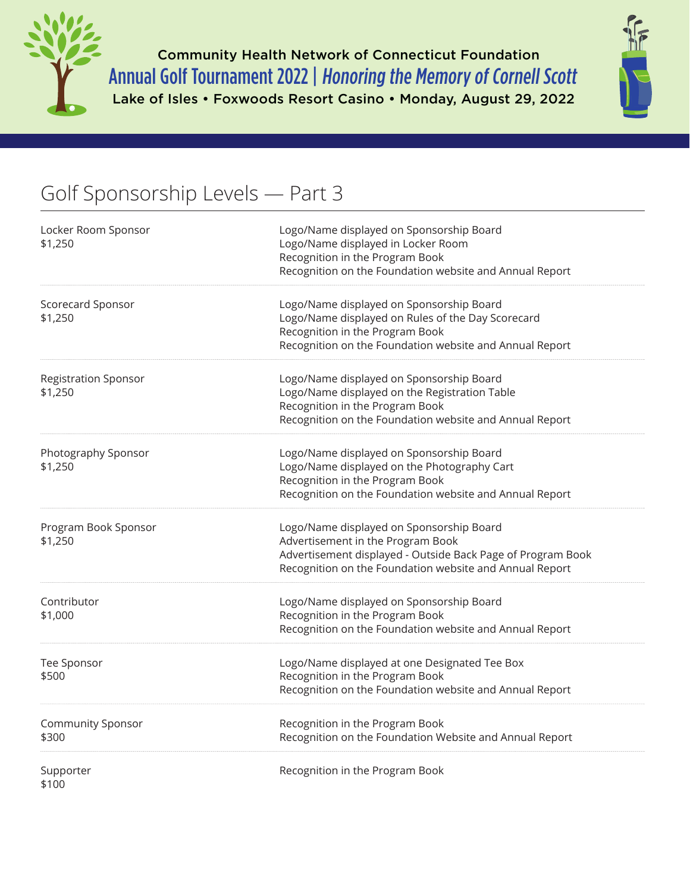Community Health Network of Connecticut Foundation

# Annual Golf Tournament 2022 | *Honoring the Memory of Cornell Scott*

Lake of Isles • Foxwoods Resort Casino • Monday, August 29, 2022

## Golf Sponsorship Levels — Part 3

| | |
|---|---|
| Locker Room Sponsor<br>$1,250 | Logo/Name displayed on Sponsorship Board<br>Logo/Name displayed in Locker Room<br>Recognition in the Program Book<br>Recognition on the Foundation website and Annual Report |
| Scorecard Sponsor<br>$1,250 | Logo/Name displayed on Sponsorship Board<br>Logo/Name displayed on Rules of the Day Scorecard<br>Recognition in the Program Book<br>Recognition on the Foundation website and Annual Report |
| Registration Sponsor<br>$1,250 | Logo/Name displayed on Sponsorship Board<br>Logo/Name displayed on the Registration Table<br>Recognition in the Program Book<br>Recognition on the Foundation website and Annual Report |
| Photography Sponsor<br>$1,250 | Logo/Name displayed on Sponsorship Board<br>Logo/Name displayed on the Photography Cart<br>Recognition in the Program Book<br>Recognition on the Foundation website and Annual Report |
| Program Book Sponsor<br>$1,250 | Logo/Name displayed on Sponsorship Board<br>Advertisement in the Program Book<br>Advertisement displayed - Outside Back Page of Program Book<br>Recognition on the Foundation website and Annual Report |
| Contributor<br>$1,000 | Logo/Name displayed on Sponsorship Board<br>Recognition in the Program Book<br>Recognition on the Foundation website and Annual Report |
| Tee Sponsor<br>$500 | Logo/Name displayed at one Designated Tee Box<br>Recognition in the Program Book<br>Recognition on the Foundation website and Annual Report |
| Community Sponsor<br>$300 | Recognition in the Program Book<br>Recognition on the Foundation Website and Annual Report |
| Supporter<br>$100 | Recognition in the Program Book |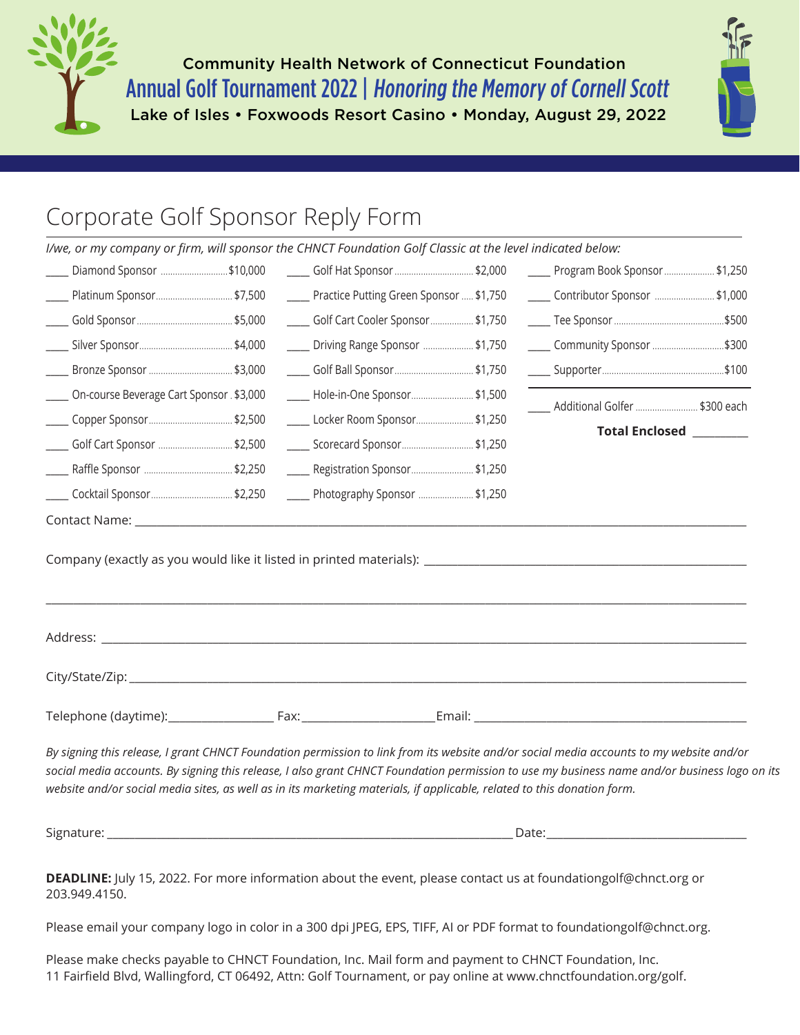Community Health Network of Connecticut Foundation

# Annual Golf Tournament 2022 | *Honoring the Memory of Cornell Scott*

Lake of Isles • Foxwoods Resort Casino • Monday, August 29, 2022

## Corporate Golf Sponsor Reply Form

*I/we, or my company or firm, will sponsor the CHNCT Foundation Golf Classic at the level indicated below:*

| | | |
|---|---|---|
| ____ Diamond Sponsor ............ $10,000 | ____ Golf Hat Sponsor ............ $2,000 | ____ Program Book Sponsor ............ $1,250 |
| ____ Platinum Sponsor ............ $7,500 | ____ Practice Putting Green Sponsor ..... $1,750 | ____ Contributor Sponsor ............ $1,000 |
| ____ Gold Sponsor ............ $5,000 | ____ Golf Cart Cooler Sponsor ............ $1,750 | ____ Tee Sponsor ............ $500 |
| ____ Silver Sponsor ............ $4,000 | ____ Driving Range Sponsor ............ $1,750 | ____ Community Sponsor ............ $300 |
| ____ Bronze Sponsor ............ $3,000 | ____ Golf Ball Sponsor ............ $1,750 | ____ Supporter ............ $100 |
| ____ On-course Beverage Cart Sponsor . $3,000 | ____ Hole-in-One Sponsor ............ $1,500 | ____ Additional Golfer ............ $300 each |
| ____ Copper Sponsor ............ $2,500 | ____ Locker Room Sponsor ............ $1,250 | **Total Enclosed** _________ |
| ____ Golf Cart Sponsor ............ $2,500 | ____ Scorecard Sponsor ............ $1,250 | |
| ____ Raffle Sponsor ............ $2,250 | ____ Registration Sponsor ............ $1,250 | |
| ____ Cocktail Sponsor ............ $2,250 | ____ Photography Sponsor ............ $1,250 | |

Contact Name: ______________________________________________

Company (exactly as you would like it listed in printed materials): ______________________________________________

______________________________________________

Address: ______________________________________________

City/State/Zip: ______________________________________________

Telephone (daytime):_________________ Fax:_____________________ Email: ______________________________

*By signing this release, I grant CHNCT Foundation permission to link from its website and/or social media accounts to my website and/or social media accounts. By signing this release, I also grant CHNCT Foundation permission to use my business name and/or business logo on its website and/or social media sites, as well as in its marketing materials, if applicable, related to this donation form.*

Signature: ______________________________________________ Date:______________________________

**DEADLINE:** July 15, 2022. For more information about the event, please contact us at foundationgolf@chnct.org or 203.949.4150.

Please email your company logo in color in a 300 dpi JPEG, EPS, TIFF, AI or PDF format to foundationgolf@chnct.org.

Please make checks payable to CHNCT Foundation, Inc. Mail form and payment to CHNCT Foundation, Inc. 11 Fairfield Blvd, Wallingford, CT 06492, Attn: Golf Tournament, or pay online at www.chnctfoundation.org/golf.